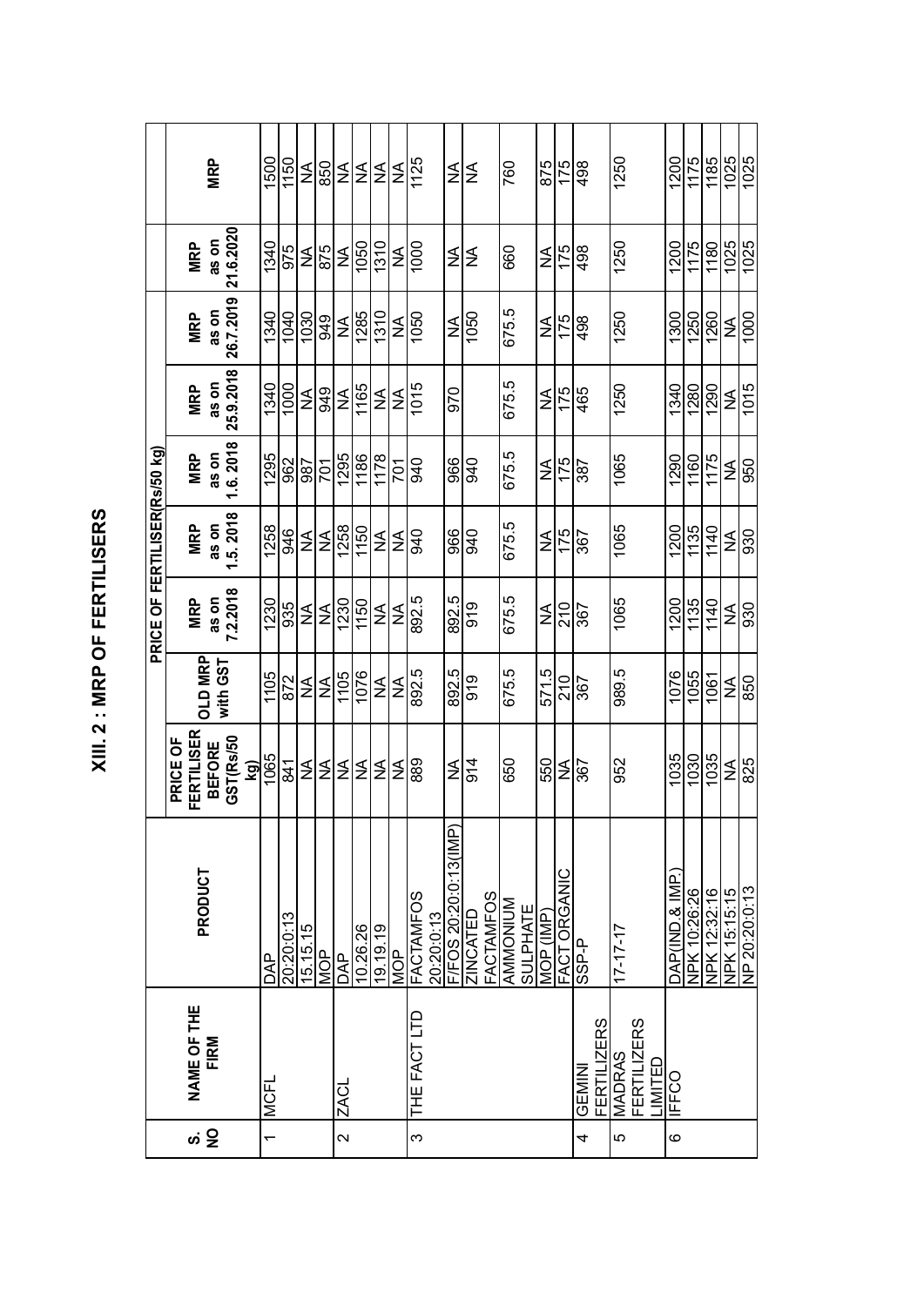# XIII. 2 : MRP OF FERTILISERS

| S. NO | NAME OF THE FIRM | PRODUCT | PRICE OF FERTILISER(Rs/50 kg) | | | | | | | | | |
|---|---|---|---|---|---|---|---|---|---|---|---|---|
| | | | PRICE OF FERTILISER BEFORE GST(Rs/50 kg) | OLD MRP with GST | MRP as on 7.2.2018 | MRP as on 1.5.2018 | MRP as on 1.6.2018 | MRP as on 25.9.2018 | MRP as on 26.7.2019 | MRP as on 21.6.2020 | MRP |
| 1 | MCFL | DAP | 1065 | 1105 | 1230 | 1258 | 1295 | 1340 | 1340 | 1340 | 1500 |
| | | 20:20:0:13 | 841 | 872 | 935 | 946 | 962 | 1000 | 1040 | 975 | 1150 |
| | | 15.15.15 | NA | NA | NA | NA | 987 | NA | 1030 | NA | NA |
| | | MOP | NA | NA | NA | NA | 701 | 949 | 949 | 875 | 850 |
| 2 | ZACL | DAP | NA | 1105 | 1230 | 1258 | 1295 | NA | NA | NA | NA |
| | | 10.26.26 | NA | 1076 | 1150 | 1150 | 1186 | 1165 | 1285 | 1050 | NA |
| | | 19.19.19 | NA | NA | NA | NA | 1178 | NA | 1310 | 1310 | NA |
| | | MOP | NA | NA | NA | NA | 701 | NA | NA | NA | NA |
| 3 | THE FACT LTD | FACTAMFOS 20:20:0:13 | 889 | 892.5 | 892.5 | 940 | 940 | 1015 | 1050 | 1000 | 1125 |
| | | F/FOS 20:20:0:13(IMP) | NA | 892.5 | 892.5 | 966 | 966 | 970 | NA | NA | NA |
| | | ZINCATED FACTAMFOS | 914 | 919 | 919 | 940 | 940 | | 1050 | NA | NA |
| | | AMMONIUM SULPHATE | 650 | 675.5 | 675.5 | 675.5 | 675.5 | 675.5 | 675.5 | 660 | 760 |
| | | MOP (IMP) | 550 | 571.5 | NA | NA | NA | NA | NA | NA | 875 |
| | | FACT ORGANIC | NA | 210 | 210 | 175 | 175 | 175 | 175 | 175 | 175 |
| 4 | GEMINI FERTILIZERS | SSP-P | 367 | 367 | 367 | 367 | 387 | 465 | 498 | 498 | 498 |
| 5 | MADRAS FERTILIZERS LIMITED | 17-17-17 | 952 | 989.5 | 1065 | 1065 | 1065 | 1250 | 1250 | 1250 | 1250 |
| 6 | IFFCO | DAP(IND.& IMP.) | 1035 | 1076 | 1200 | 1200 | 1290 | 1340 | 1300 | 1200 | 1200 |
| | | NPK 10:26:26 | 1030 | 1055 | 1135 | 1135 | 1160 | 1280 | 1250 | 1175 | 1175 |
| | | NPK 12:32:16 | 1035 | 1061 | 1140 | 1140 | 1175 | 1290 | 1260 | 1180 | 1185 |
| | | NPK 15:15:15 | NA | NA | NA | NA | NA | NA | NA | 1025 | 1025 |
| | | NP 20:20:0:13 | 825 | 850 | 930 | 930 | 950 | 1015 | 1000 | 1025 | 1025 |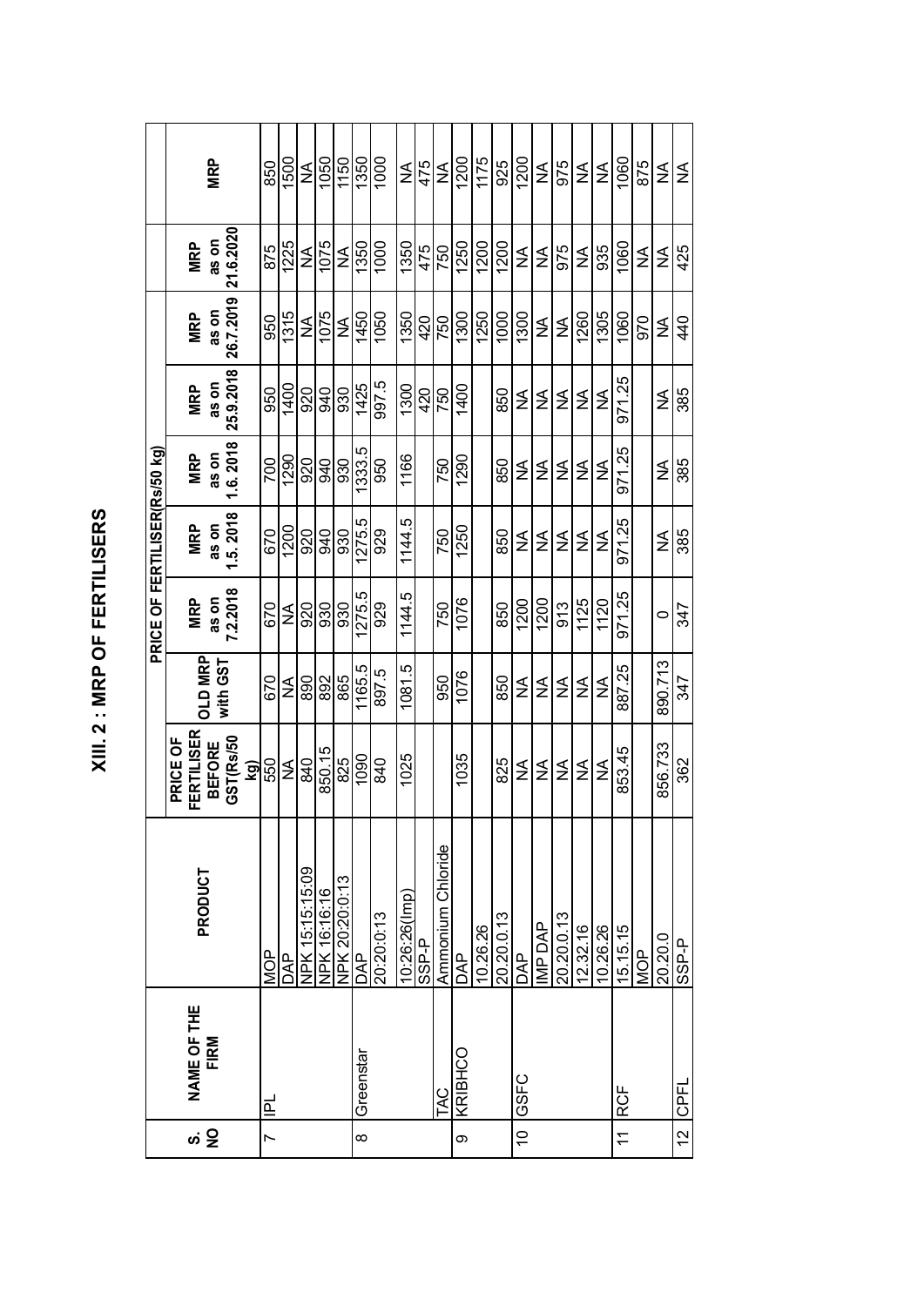# XIII. 2 : MRP OF FERTILISERS

| S. NO | NAME OF THE FIRM | PRODUCT | PRICE OF FERTILISER(Rs/50 kg) | | | | | | | | |
|---|---|---|---|---|---|---|---|---|---|---|---|
| | | | PRICE OF FERTILISER BEFORE GST(Rs/50 kg) | OLD MRP with GST | MRP as on 7.2.2018 | MRP as on 1.5.2018 | MRP as on 1.6.2018 | MRP as on 25.9.2018 | MRP as on 26.7.2019 | MRP as on 21.6.2020 | MRP |
| 7 | IPL | MOP | 550 | 670 | 670 | 670 | 700 | 950 | 950 | 875 | 850 |
| | | DAP | NA | NA | NA | 1200 | 1290 | 1400 | 1315 | 1225 | 1500 |
| | | NPK 15:15:15:09 | 840 | 890 | 920 | 920 | 920 | 920 | NA | NA | NA |
| | | NPK 16:16:16 | 850.15 | 892 | 930 | 940 | 940 | 940 | 1075 | 1075 | 1050 |
| | | NPK 20:20:0:13 | 825 | 865 | 930 | 930 | 930 | 930 | NA | NA | 1150 |
| 8 | Greenstar | DAP | 1090 | 1165.5 | 1275.5 | 1275.5 | 1333.5 | 1425 | 1450 | 1350 | 1350 |
| | | 20:20:0:13 | 840 | 897.5 | 929 | 929 | 950 | 997.5 | 1050 | 1000 | 1000 |
| | | 10:26:26(Imp) | 1025 | 1081.5 | 1144.5 | 1144.5 | 1166 | 1300 | 1350 | 1350 | NA |
| | | SSP-P | | | | | | 420 | 420 | 475 | 475 |
| | TAC | Ammonium Chloride | | 950 | 750 | 750 | 750 | 750 | 750 | 750 | NA |
| 9 | KRIBHCO | DAP | 1035 | 1076 | 1076 | 1250 | 1290 | 1400 | 1300 | 1250 | 1200 |
| | | 10.26.26 | | | | | | | 1250 | 1200 | 1175 |
| | | 20.20.0.13 | 825 | 850 | 850 | 850 | 850 | 850 | 1000 | 1200 | 925 |
| 10 | GSFC | DAP | NA | NA | 1200 | NA | NA | NA | 1300 | NA | 1200 |
| | | IMP DAP | NA | NA | 1200 | NA | NA | NA | NA | NA | NA |
| | | 20.20.0.13 | NA | NA | 913 | NA | NA | NA | NA | 975 | 975 |
| | | 12.32.16 | NA | NA | 1125 | NA | NA | NA | 1260 | NA | NA |
| | | 10.26.26 | NA | NA | 1120 | NA | NA | NA | 1305 | 935 | NA |
| 11 | RCF | 15.15.15 | 853.45 | 887.25 | 971.25 | 971.25 | 971.25 | 971.25 | 1060 | 1060 | 1060 |
| | | MOP | | | | | | | 970 | NA | 875 |
| | | 20.20.0 | 856.733 | 890.713 | 0 | NA | NA | NA | NA | NA | NA |
| 12 | CPFL | SSP-P | 362 | 347 | 347 | 385 | 385 | 385 | 440 | 425 | NA |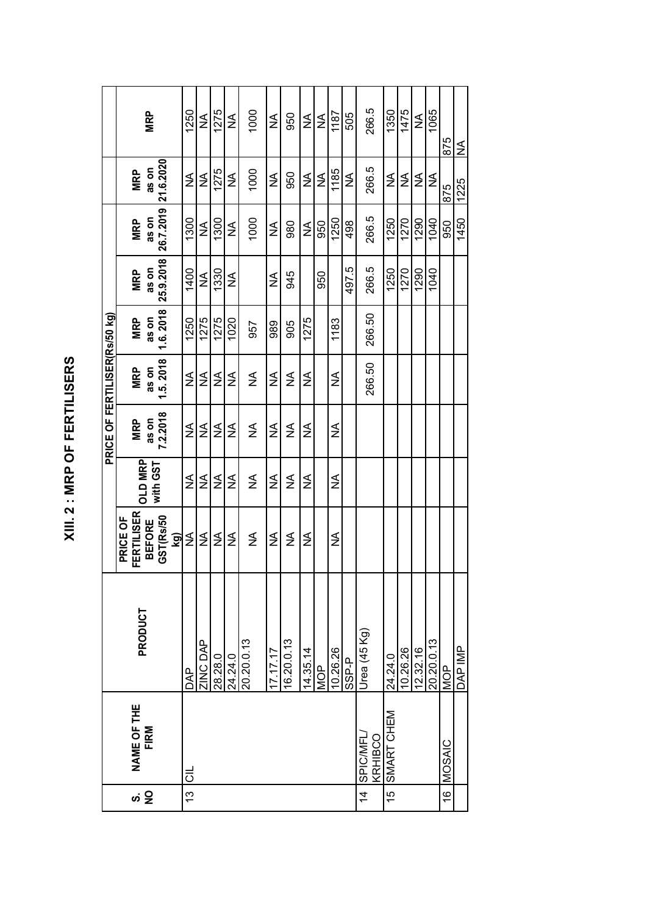# XIII. 2 : MRP OF FERTILISERS

| S. NO | NAME OF THE FIRM | PRODUCT | PRICE OF FERTILISER BEFORE GST(Rs/50 kg) | PRICE OF FERTILISER(Rs/50 kg) | | | | | | | |
|---|---|---|---|---|---|---|---|---|---|---|---|
| | | | | OLD MRP with GST | MRP as on 7.2.2018 | MRP as on 1.5.2018 | MRP as on 1.6.2018 | MRP as on 25.9.2018 | MRP as on 26.7.2019 | MRP as on 21.6.2020 | MRP |
| 13 | CIL | DAP | NA | NA | NA | NA | 1250 | 1400 | 1300 | NA | 1250 |
| | | ZINC DAP | NA | NA | NA | NA | 1275 | NA | NA | NA | NA |
| | | 28.28.0 | NA | NA | NA | NA | 1275 | 1330 | 1300 | 1275 | 1275 |
| | | 24.24.0 | NA | NA | NA | NA | 1020 | NA | NA | NA | NA |
| | | 20.20.0.13 | NA | NA | NA | NA | 957 | | 1000 | 1000 | 1000 |
| | | 17.17.17 | NA | NA | NA | NA | 989 | NA | NA | NA | NA |
| | | 16.20.0.13 | NA | NA | NA | NA | 905 | 945 | 980 | 950 | 950 |
| | | 14.35.14 | NA | NA | NA | NA | 1275 | | NA | NA | NA |
| | | MOP | | | | | | 950 | 950 | NA | NA |
| | | 10.26.26 | NA | NA | NA | NA | 1183 | | 1250 | 1185 | 1187 |
| | | SSP-P | | | | | | 497.5 | 498 | NA | 505 |
| 14 | SPIC/MFL/ KRHIBCO | Urea (45 Kg) | | | | 266.50 | 266.50 | 266.5 | 266.5 | 266.5 | 266.5 |
| 15 | SMART CHEM | 24.24.0 | | | | | | 1250 | 1250 | NA | 1350 |
| | | 10.26.26 | | | | | | 1270 | 1270 | NA | 1475 |
| | | 12.32.16 | | | | | | 1290 | 1290 | NA | NA |
| | | 20.20.0.13 | | | | | | 1040 | 1040 | NA | 1065 |
| 16 | MOSAIC | MOP | | | | | | | 950 | 875 | 875 |
| | | DAP IMP | | | | | | | 1450 | 1225 | NA |